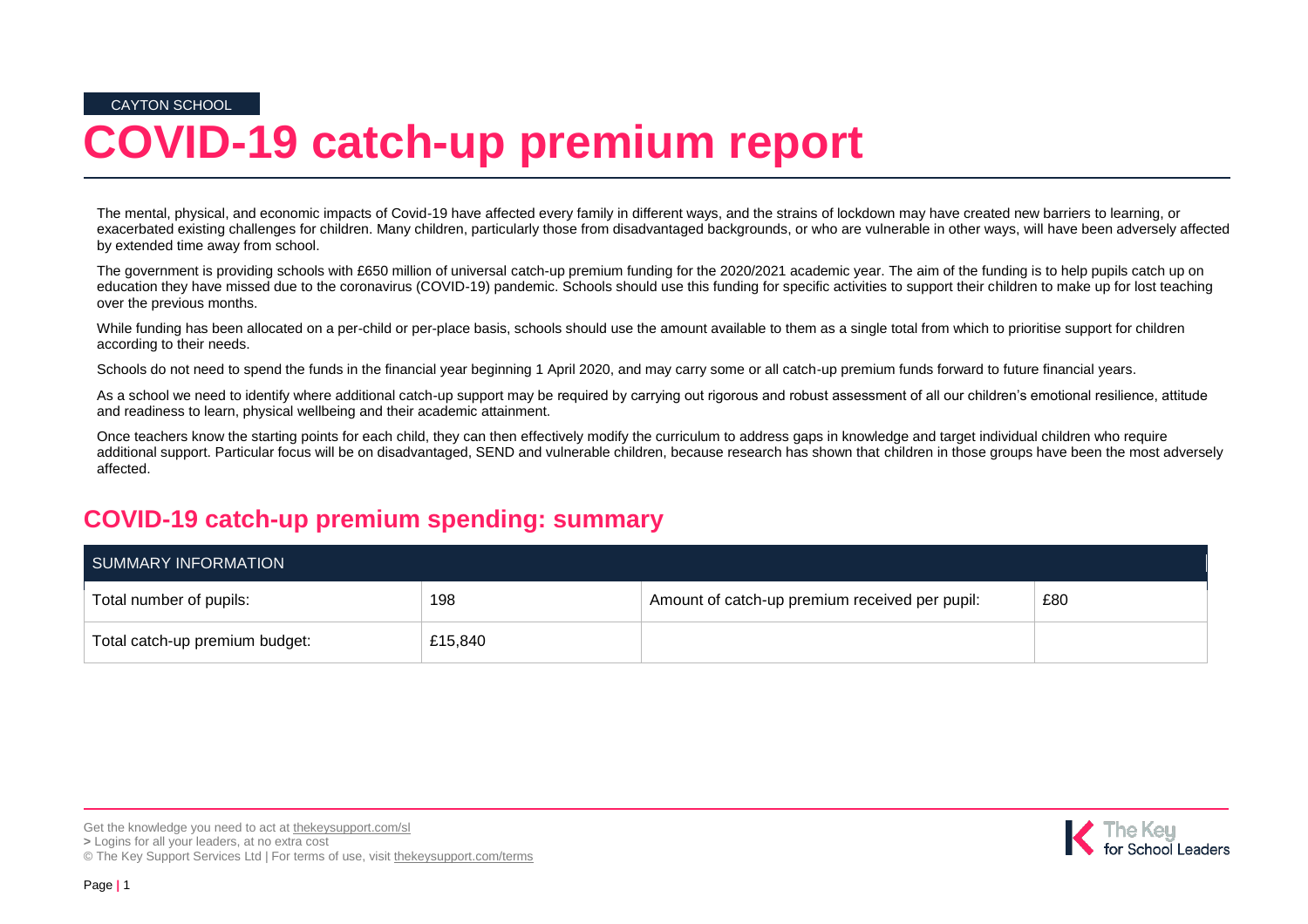CAYTON SCHOOL

# COVID-19 catch-up premium report

The mental, physical, and economic impacts of Covid-19 have affected every family in different ways, and the strains of lockdown may have created new barriers to learning, or exacerbated existing challenges for children. Many children, particularly those from disadvantaged backgrounds, or who are vulnerable in other ways, will have been adversely affected by extended time away from school.

The government is providing schools with £650 million of universal catch-up premium funding for the 2020/2021 academic year. The aim of the funding is to help pupils catch up on education they have missed due to the coronavirus (COVID-19) pandemic. Schools should use this funding for specific activities to support their children to make up for lost teaching over the previous months.

While funding has been allocated on a per-child or per-place basis, schools should use the amount available to them as a single total from which to prioritise support for children according to their needs.

Schools do not need to spend the funds in the financial year beginning 1 April 2020, and may carry some or all catch-up premium funds forward to future financial years.

As a school we need to identify where additional catch-up support may be required by carrying out rigorous and robust assessment of all our children's emotional resilience, attitude and readiness to learn, physical wellbeing and their academic attainment.

Once teachers know the starting points for each child, they can then effectively modify the curriculum to address gaps in knowledge and target individual children who require additional support. Particular focus will be on disadvantaged, SEND and vulnerable children, because research has shown that children in those groups have been the most adversely affected.

## COVID-19 catch-up premium spending: summary

| SUMMARY INFORMATION | | | |
|---|---|---|---|
| Total number of pupils: | 198 | Amount of catch-up premium received per pupil: | £80 |
| Total catch-up premium budget: | £15,840 | | |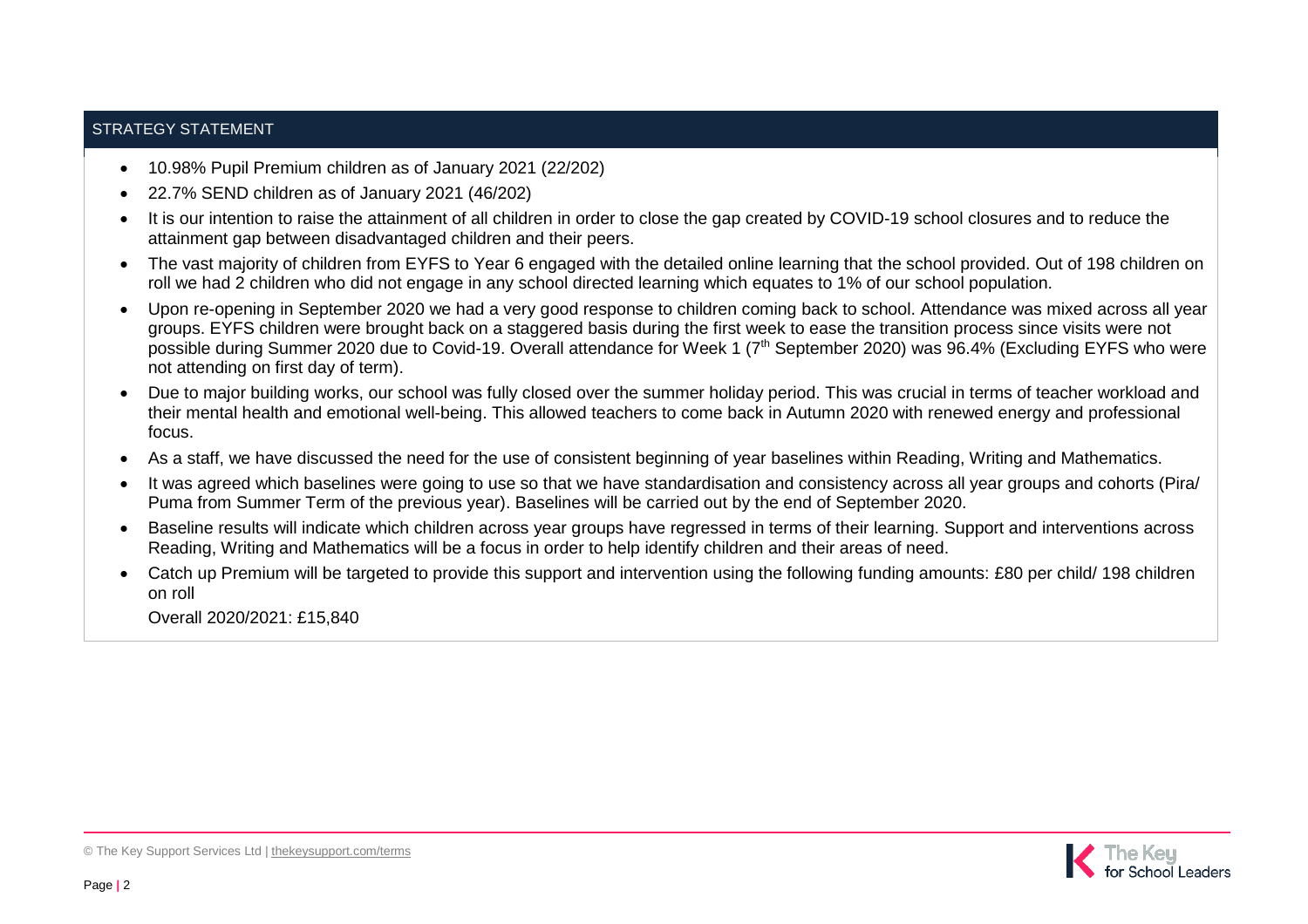## STRATEGY STATEMENT

- 10.98% Pupil Premium children as of January 2021 (22/202)
- 22.7% SEND children as of January 2021 (46/202)
- It is our intention to raise the attainment of all children in order to close the gap created by COVID-19 school closures and to reduce the attainment gap between disadvantaged children and their peers.
- The vast majority of children from EYFS to Year 6 engaged with the detailed online learning that the school provided. Out of 198 children on roll we had 2 children who did not engage in any school directed learning which equates to 1% of our school population.
- Upon re-opening in September 2020 we had a very good response to children coming back to school. Attendance was mixed across all year groups. EYFS children were brought back on a staggered basis during the first week to ease the transition process since visits were not possible during Summer 2020 due to Covid-19. Overall attendance for Week 1 (7th September 2020) was 96.4% (Excluding EYFS who were not attending on first day of term).
- Due to major building works, our school was fully closed over the summer holiday period. This was crucial in terms of teacher workload and their mental health and emotional well-being. This allowed teachers to come back in Autumn 2020 with renewed energy and professional focus.
- As a staff, we have discussed the need for the use of consistent beginning of year baselines within Reading, Writing and Mathematics.
- It was agreed which baselines were going to use so that we have standardisation and consistency across all year groups and cohorts (Pira/ Puma from Summer Term of the previous year). Baselines will be carried out by the end of September 2020.
- Baseline results will indicate which children across year groups have regressed in terms of their learning. Support and interventions across Reading, Writing and Mathematics will be a focus in order to help identify children and their areas of need.
- Catch up Premium will be targeted to provide this support and intervention using the following funding amounts: £80 per child/ 198 children on roll

  Overall 2020/2021: £15,840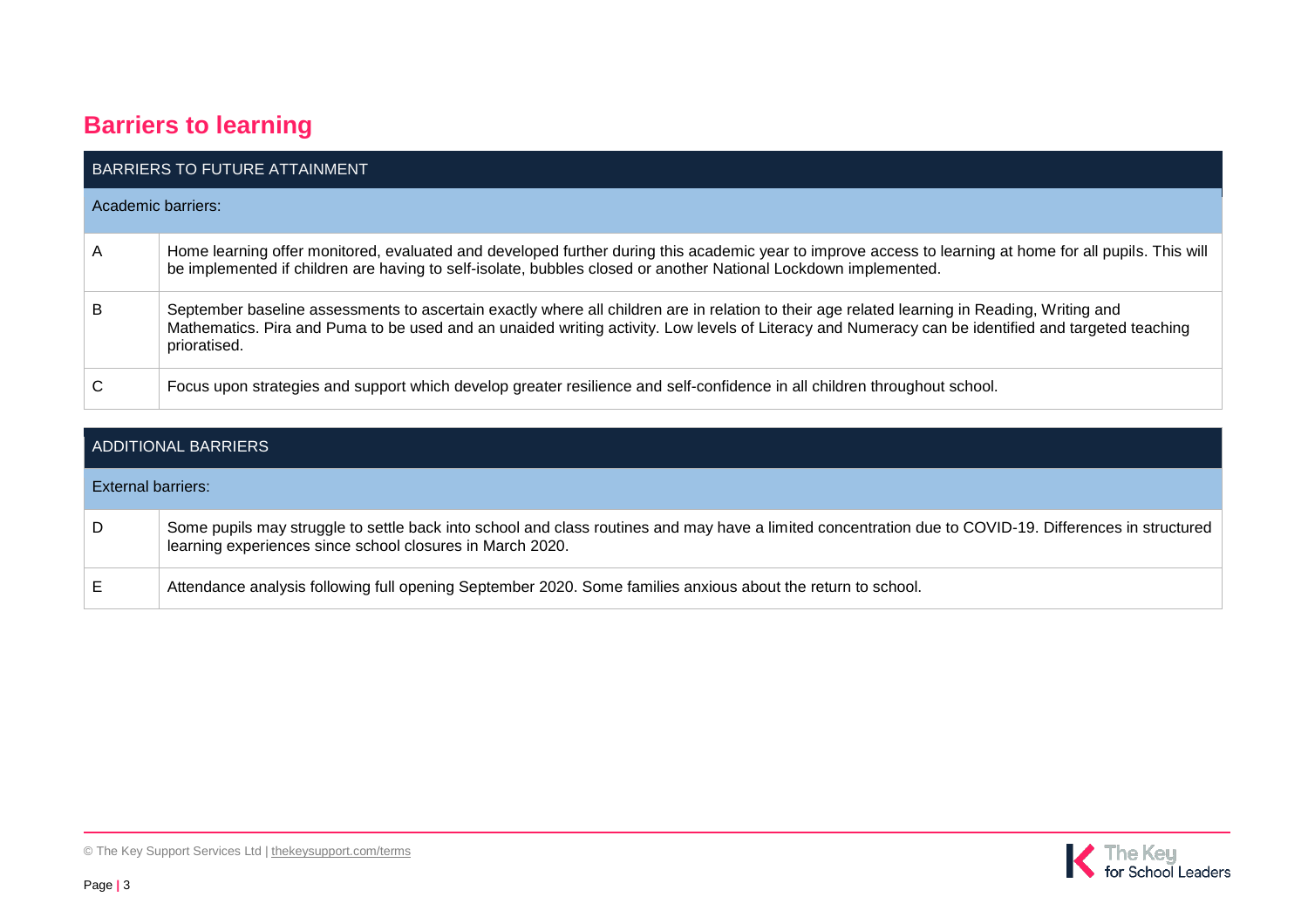## Barriers to learning

| BARRIERS TO FUTURE ATTAINMENT | |
|---|---|
| **Academic barriers:** | |
| A | Home learning offer monitored, evaluated and developed further during this academic year to improve access to learning at home for all pupils. This will be implemented if children are having to self-isolate, bubbles closed or another National Lockdown implemented. |
| B | September baseline assessments to ascertain exactly where all children are in relation to their age related learning in Reading, Writing and Mathematics. Pira and Puma to be used and an unaided writing activity. Low levels of Literacy and Numeracy can be identified and targeted teaching prioratised. |
| C | Focus upon strategies and support which develop greater resilience and self-confidence in all children throughout school. |

| ADDITIONAL BARRIERS | |
|---|---|
| **External barriers:** | |
| D | Some pupils may struggle to settle back into school and class routines and may have a limited concentration due to COVID-19. Differences in structured learning experiences since school closures in March 2020. |
| E | Attendance analysis following full opening September 2020. Some families anxious about the return to school. |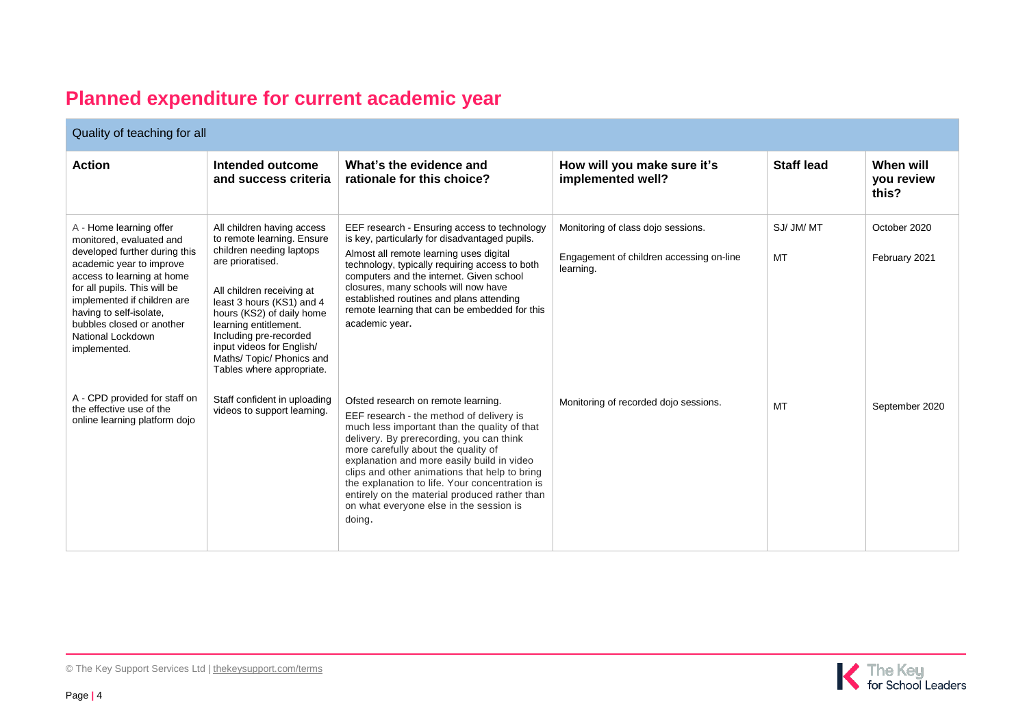# Planned expenditure for current academic year

| Quality of teaching for all | | | | | |
|---|---|---|---|---|---|
| **Action** | **Intended outcome and success criteria** | **What's the evidence and rationale for this choice?** | **How will you make sure it's implemented well?** | **Staff lead** | **When will you review this?** |
| A - Home learning offer monitored, evaluated and developed further during this academic year to improve access to learning at home for all pupils. This will be implemented if children are having to self-isolate, bubbles closed or another National Lockdown implemented. | All children having access to remote learning. Ensure children needing laptops are prioritised.<br><br>All children receiving at least 3 hours (KS1) and 4 hours (KS2) of daily home learning entitlement. Including pre-recorded input videos for English/ Maths/ Topic/ Phonics and Tables where appropriate. | EEF research - Ensuring access to technology is key, particularly for disadvantaged pupils.<br><br>Almost all remote learning uses digital technology, typically requiring access to both computers and the internet. Given school closures, many schools will now have established routines and plans attending remote learning that can be embedded for this academic year. | Monitoring of class dojo sessions.<br><br>Engagement of children accessing on-line learning. | SJ/ JM/ MT<br><br>MT | October 2020<br><br>February 2021 |
| A - CPD provided for staff on the effective use of the online learning platform dojo | Staff confident in uploading videos to support learning. | Ofsted research on remote learning.<br><br>EEF research - the method of delivery is much less important than the quality of that delivery. By prerecording, you can think more carefully about the quality of explanation and more easily build in video clips and other animations that help to bring the explanation to life. Your concentration is entirely on the material produced rather than on what everyone else in the session is doing. | Monitoring of recorded dojo sessions. | MT | September 2020 |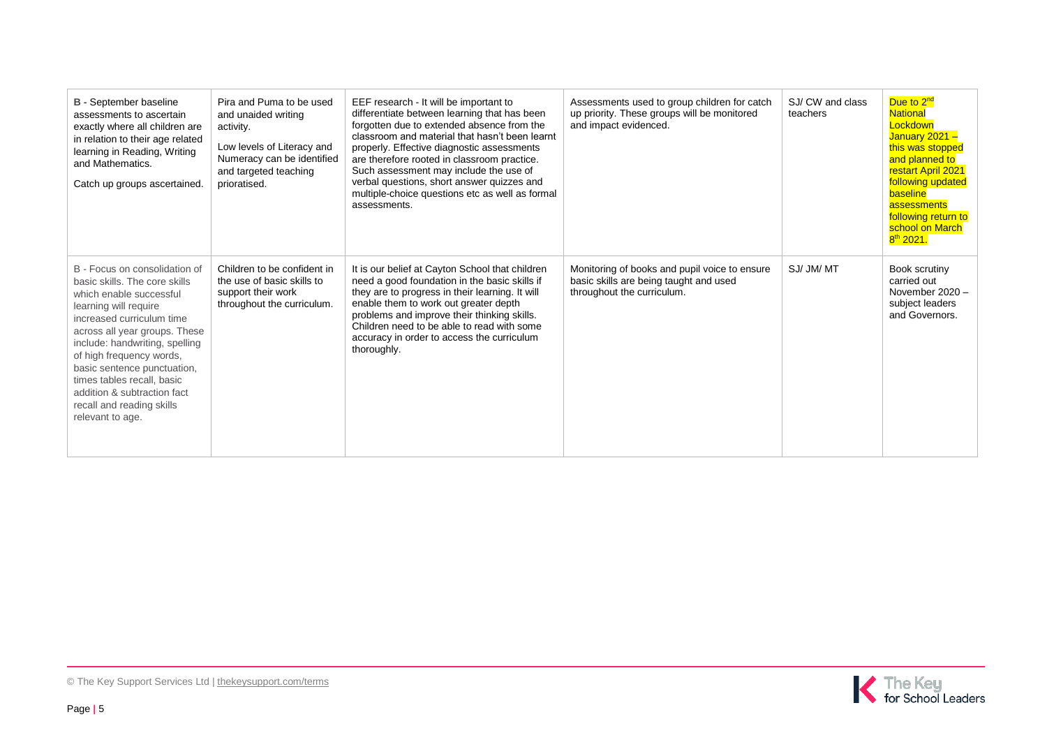| B - September baseline assessments to ascertain exactly where all children are in relation to their age related learning in Reading, Writing and Mathematics.<br><br>Catch up groups ascertained. | Pira and Puma to be used and unaided writing activity.<br><br>Low levels of Literacy and Numeracy can be identified and targeted teaching prioratised. | EEF research - It will be important to differentiate between learning that has been forgotten due to extended absence from the classroom and material that hasn't been learnt properly. Effective diagnostic assessments are therefore rooted in classroom practice. Such assessment may include the use of verbal questions, short answer quizzes and multiple-choice questions etc as well as formal assessments. | Assessments used to group children for catch up priority. These groups will be monitored and impact evidenced. | SJ/ CW and class teachers | Due to 2nd National Lockdown January 2021 – this was stopped and planned to restart April 2021 following updated baseline assessments following return to school on March 8th 2021. |
|---|---|---|---|---|---|
| B - Focus on consolidation of basic skills. The core skills which enable successful learning will require increased curriculum time across all year groups. These include: handwriting, spelling of high frequency words, basic sentence punctuation, times tables recall, basic addition & subtraction fact recall and reading skills relevant to age. | Children to be confident in the use of basic skills to support their work throughout the curriculum. | It is our belief at Cayton School that children need a good foundation in the basic skills if they are to progress in their learning. It will enable them to work out greater depth problems and improve their thinking skills. Children need to be able to read with some accuracy in order to access the curriculum thoroughly. | Monitoring of books and pupil voice to ensure basic skills are being taught and used throughout the curriculum. | SJ/ JM/ MT | Book scrutiny carried out November 2020 – subject leaders and Governors. |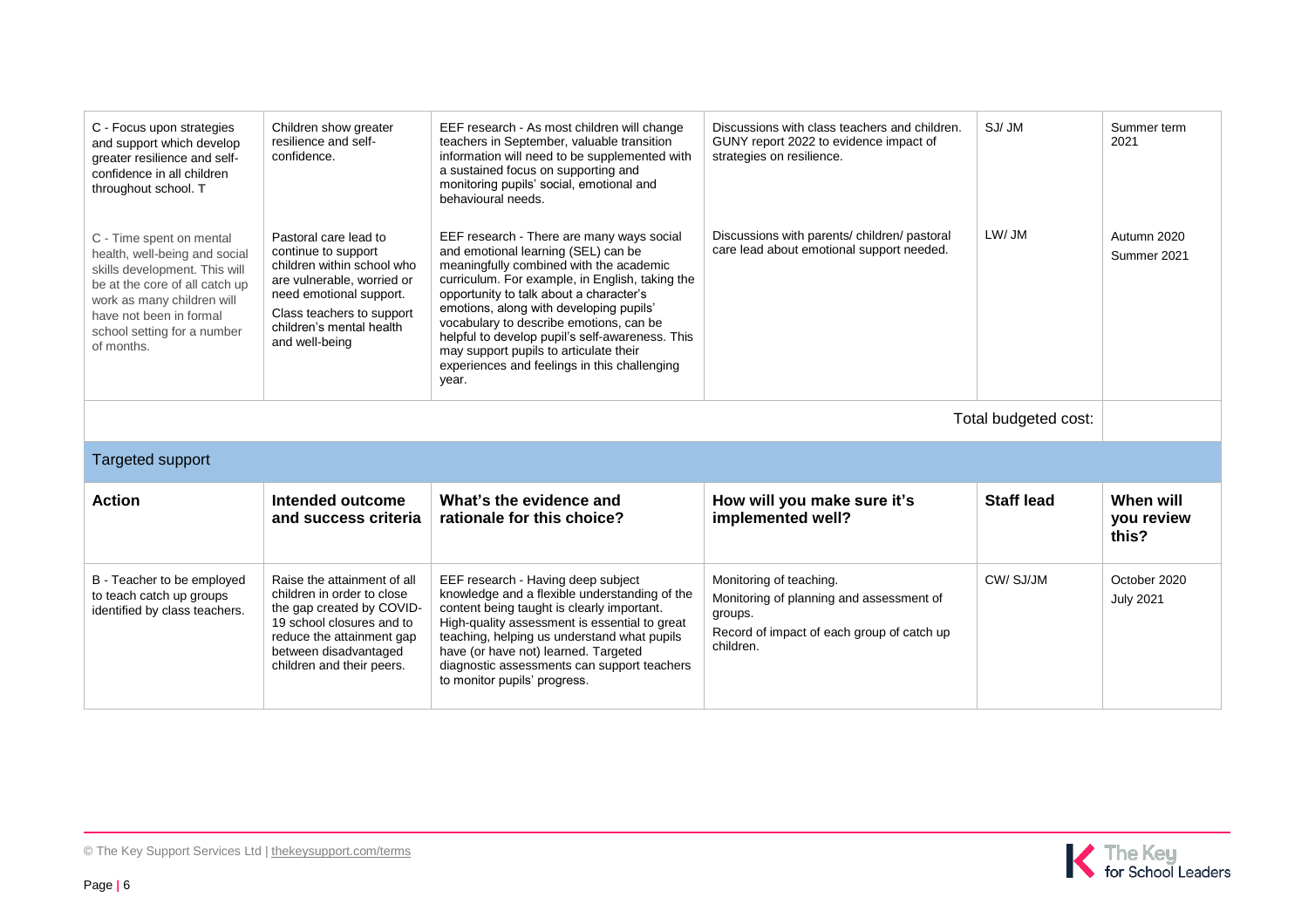| Action | Intended outcome and success criteria | What's the evidence and rationale for this choice? | How will you make sure it's implemented well? | Staff lead | When will you review this? |
|---|---|---|---|---|---|
| C - Focus upon strategies and support which develop greater resilience and self-confidence in all children throughout school. **T** | Children show greater resilience and self-confidence. | EEF research - As most children will change teachers in September, valuable transition information will need to be supplemented with a sustained focus on supporting and monitoring pupils' social, emotional and behavioural needs. | Discussions with class teachers and children. GUNY report 2022 to evidence impact of strategies on resilience. | SJ/ JM | Summer term 2021 |
| C - Time spent on mental health, well-being and social skills development. This will be at the core of all catch up work as many children will have not been in formal school setting for a number of months. | Pastoral care lead to continue to support children within school who are vulnerable, worried or need emotional support. Class teachers to support children's mental health and well-being | EEF research - There are many ways social and emotional learning (SEL) can be meaningfully combined with the academic curriculum. For example, in English, taking the opportunity to talk about a character's emotions, along with developing pupils' vocabulary to describe emotions, can be helpful to develop pupil's self-awareness. This may support pupils to articulate their experiences and feelings in this challenging year. | Discussions with parents/ children/ pastoral care lead about emotional support needed. | LW/ JM | Autumn 2020 Summer 2021 |
| | | | | Total budgeted cost: | |

## Targeted support

| Action | Intended outcome and success criteria | What's the evidence and rationale for this choice? | How will you make sure it's implemented well? | Staff lead | When will you review this? |
|---|---|---|---|---|---|
| B - Teacher to be employed to teach catch up groups identified by class teachers. | Raise the attainment of all children in order to close the gap created by COVID-19 school closures and to reduce the attainment gap between disadvantaged children and their peers. | EEF research - Having deep subject knowledge and a flexible understanding of the content being taught is clearly important. High-quality assessment is essential to great teaching, helping us understand what pupils have (or have not) learned. Targeted diagnostic assessments can support teachers to monitor pupils' progress. | Monitoring of teaching. Monitoring of planning and assessment of groups. Record of impact of each group of catch up children. | CW/ SJ/JM | October 2020 July 2021 |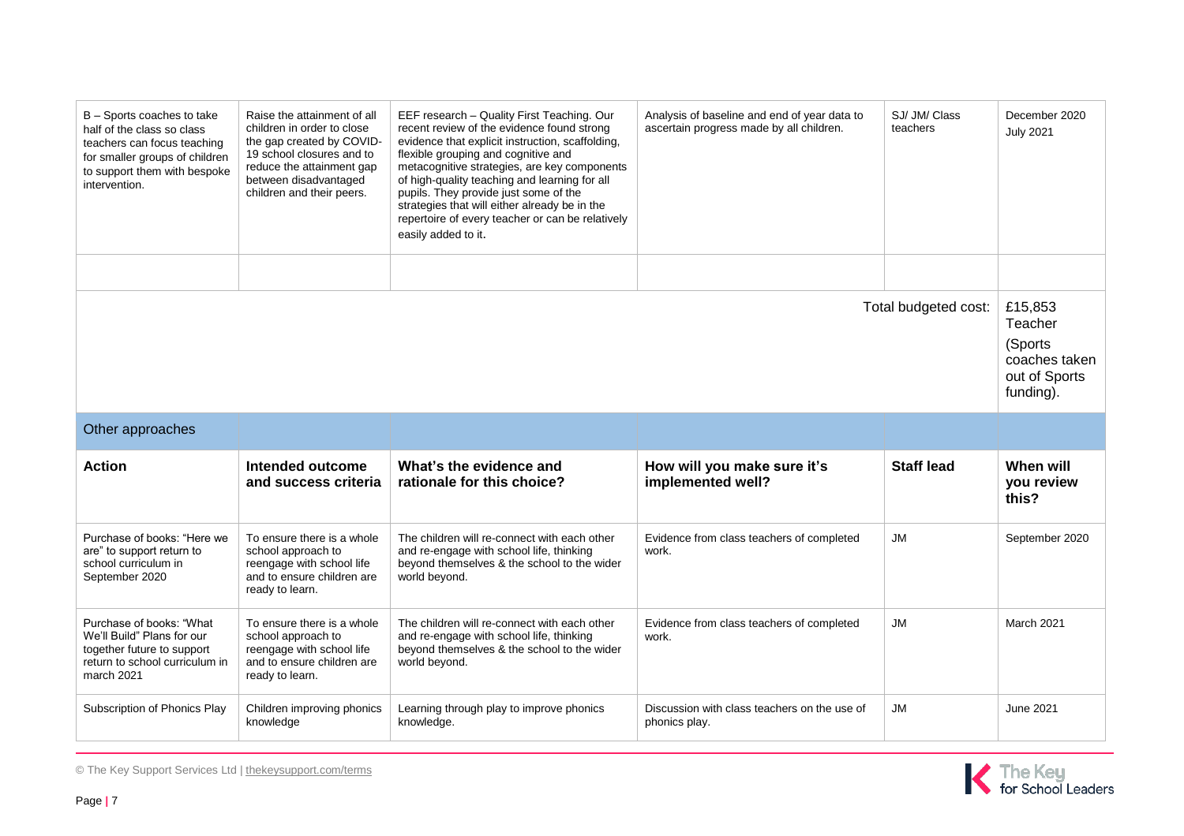| B – Sports coaches to take half of the class so class teachers can focus teaching for smaller groups of children to support them with bespoke intervention. | Raise the attainment of all children in order to close the gap created by COVID-19 school closures and to reduce the attainment gap between disadvantaged children and their peers. | EEF research – Quality First Teaching. Our recent review of the evidence found strong evidence that explicit instruction, scaffolding, flexible grouping and cognitive and metacognitive strategies, are key components of high-quality teaching and learning for all pupils. They provide just some of the strategies that will either already be in the repertoire of every teacher or can be relatively easily added to it. | Analysis of baseline and end of year data to ascertain progress made by all children. | SJ/ JM/ Class teachers | December 2020 July 2021 |
|---|---|---|---|---|---|
| | | | | | |
| | | | | Total budgeted cost: | £15,853 Teacher (Sports coaches taken out of Sports funding). |

## Other approaches

| Action | Intended outcome and success criteria | What's the evidence and rationale for this choice? | How will you make sure it's implemented well? | Staff lead | When will you review this? |
|---|---|---|---|---|---|
| Purchase of books: "Here we are" to support return to school curriculum in September 2020 | To ensure there is a whole school approach to reengage with school life and to ensure children are ready to learn. | The children will re-connect with each other and re-engage with school life, thinking beyond themselves & the school to the wider world beyond. | Evidence from class teachers of completed work. | JM | September 2020 |
| Purchase of books: "What We'll Build" Plans for our together future to support return to school curriculum in march 2021 | To ensure there is a whole school approach to reengage with school life and to ensure children are ready to learn. | The children will re-connect with each other and re-engage with school life, thinking beyond themselves & the school to the wider world beyond. | Evidence from class teachers of completed work. | JM | March 2021 |
| Subscription of Phonics Play | Children improving phonics knowledge | Learning through play to improve phonics knowledge. | Discussion with class teachers on the use of phonics play. | JM | June 2021 |

© The Key Support Services Ltd | thekeysupport.com/terms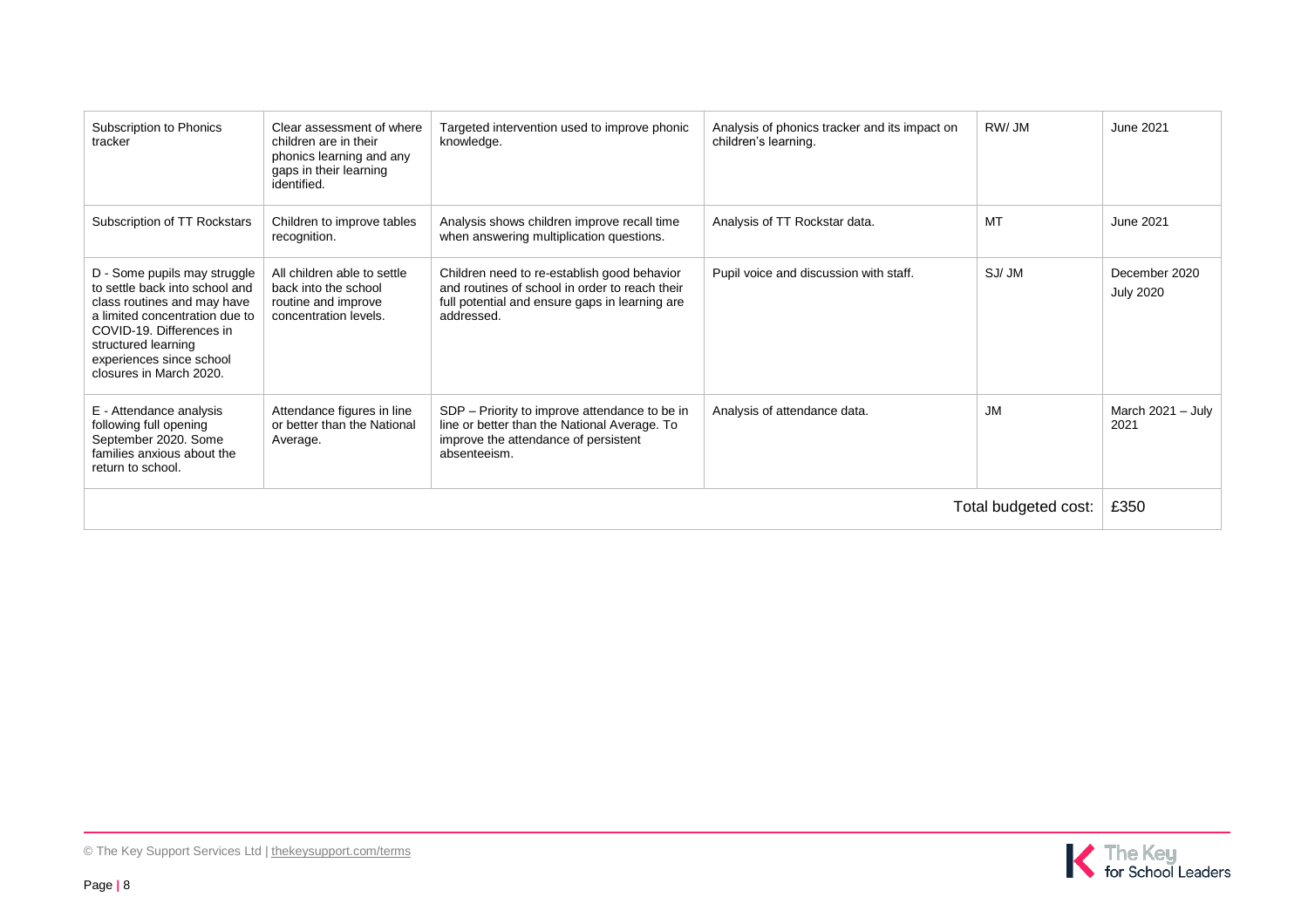| | | | | | |
|---|---|---|---|---|---|
| Subscription to Phonics tracker | Clear assessment of where children are in their phonics learning and any gaps in their learning identified. | Targeted intervention used to improve phonic knowledge. | Analysis of phonics tracker and its impact on children's learning. | RW/ JM | June 2021 |
| Subscription of TT Rockstars | Children to improve tables recognition. | Analysis shows children improve recall time when answering multiplication questions. | Analysis of TT Rockstar data. | MT | June 2021 |
| D - Some pupils may struggle to settle back into school and class routines and may have a limited concentration due to COVID-19. Differences in structured learning experiences since school closures in March 2020. | All children able to settle back into the school routine and improve concentration levels. | Children need to re-establish good behavior and routines of school in order to reach their full potential and ensure gaps in learning are addressed. | Pupil voice and discussion with staff. | SJ/ JM | December 2020 July 2020 |
| E - Attendance analysis following full opening September 2020. Some families anxious about the return to school. | Attendance figures in line or better than the National Average. | SDP – Priority to improve attendance to be in line or better than the National Average. To improve the attendance of persistent absenteeism. | Analysis of attendance data. | JM | March 2021 – July 2021 |
| | | | | Total budgeted cost: | £350 |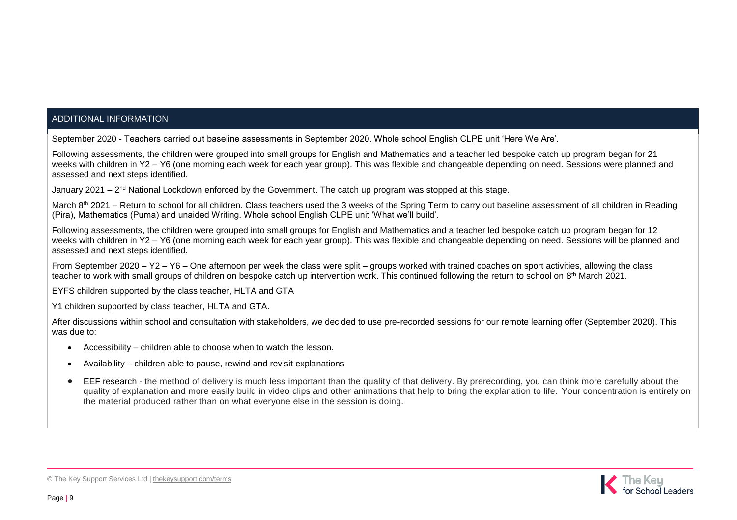## ADDITIONAL INFORMATION

September 2020 - Teachers carried out baseline assessments in September 2020. Whole school English CLPE unit 'Here We Are'.

Following assessments, the children were grouped into small groups for English and Mathematics and a teacher led bespoke catch up program began for 21 weeks with children in Y2 – Y6 (one morning each week for each year group). This was flexible and changeable depending on need. Sessions were planned and assessed and next steps identified.

January 2021 – 2nd National Lockdown enforced by the Government. The catch up program was stopped at this stage.

March 8th 2021 – Return to school for all children. Class teachers used the 3 weeks of the Spring Term to carry out baseline assessment of all children in Reading (Pira), Mathematics (Puma) and unaided Writing. Whole school English CLPE unit 'What we'll build'.

Following assessments, the children were grouped into small groups for English and Mathematics and a teacher led bespoke catch up program began for 12 weeks with children in Y2 – Y6 (one morning each week for each year group). This was flexible and changeable depending on need. Sessions will be planned and assessed and next steps identified.

From September 2020 – Y2 – Y6 – One afternoon per week the class were split – groups worked with trained coaches on sport activities, allowing the class teacher to work with small groups of children on bespoke catch up intervention work. This continued following the return to school on 8th March 2021.

EYFS children supported by the class teacher, HLTA and GTA

Y1 children supported by class teacher, HLTA and GTA.

After discussions within school and consultation with stakeholders, we decided to use pre-recorded sessions for our remote learning offer (September 2020). This was due to:

- Accessibility – children able to choose when to watch the lesson.
- Availability – children able to pause, rewind and revisit explanations
- EEF research - the method of delivery is much less important than the quality of that delivery. By prerecording, you can think more carefully about the quality of explanation and more easily build in video clips and other animations that help to bring the explanation to life. Your concentration is entirely on the material produced rather than on what everyone else in the session is doing.